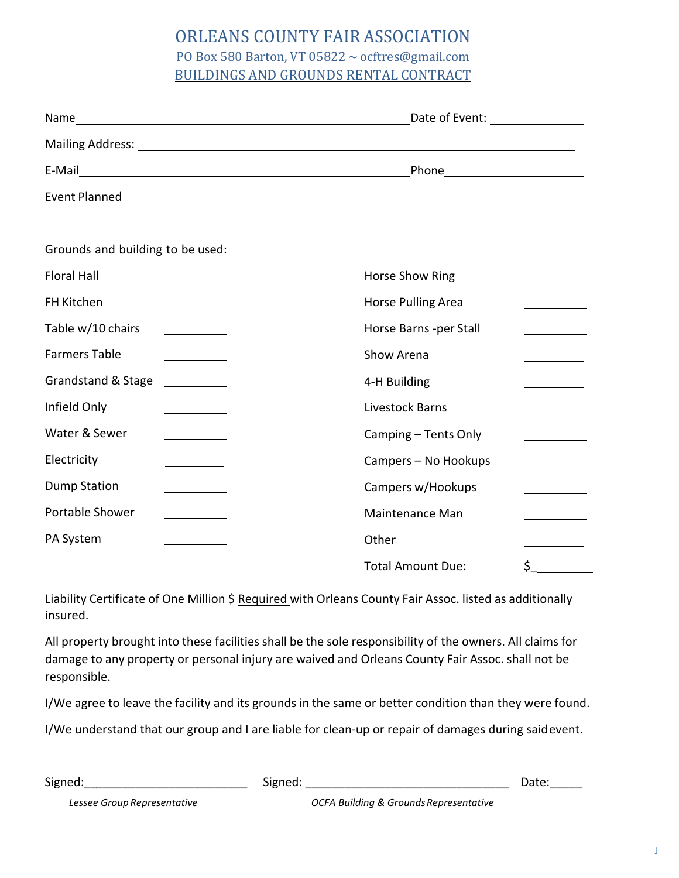# ORLEANS COUNTY FAIR ASSOCIATION

PO Box 580 Barton, VT 05822 ~ ocftres@gmail.com

BUILDINGS AND GROUNDS RENTAL CONTRACT

Name\_\_\_\_\_\_\_\_\_\_\_\_\_\_\_\_\_\_\_\_\_\_\_\_\_\_\_\_\_\_\_\_\_\_\_\_\_\_\_\_\_\_\_\_\_\_ Date of Event: \_\_\_\_\_\_\_\_\_\_\_\_\_\_

Mailing Address: \_\_\_\_\_\_\_\_\_\_\_\_\_\_\_\_\_\_\_\_\_\_\_\_\_\_\_\_\_\_\_\_\_\_\_\_\_\_\_\_\_\_\_\_\_\_\_\_\_\_\_\_\_\_\_\_\_\_\_\_\_\_

E-Mail\_\_\_\_\_\_\_\_\_\_\_\_\_\_\_\_\_\_\_\_\_\_\_\_\_\_\_\_\_\_\_\_\_\_\_\_\_\_\_\_\_\_\_\_\_\_ Phone\_\_\_\_\_\_\_\_\_\_\_\_\_\_\_\_\_\_\_\_

Event Planned\_\_\_\_\_\_\_\_\_\_\_\_\_\_\_\_\_\_\_\_\_\_\_\_\_\_\_\_\_\_

Grounds and building to be used:

| | | | |
|---|---|---|---|
| Floral Hall | \_\_\_\_\_\_\_\_\_ | Horse Show Ring | \_\_\_\_\_\_\_\_\_ |
| FH Kitchen | \_\_\_\_\_\_\_\_\_ | Horse Pulling Area | \_\_\_\_\_\_\_\_\_ |
| Table w/10 chairs | \_\_\_\_\_\_\_\_\_ | Horse Barns -per Stall | \_\_\_\_\_\_\_\_\_ |
| Farmers Table | \_\_\_\_\_\_\_\_\_ | Show Arena | \_\_\_\_\_\_\_\_\_ |
| Grandstand & Stage | \_\_\_\_\_\_\_\_\_ | 4-H Building | \_\_\_\_\_\_\_\_\_ |
| Infield Only | \_\_\_\_\_\_\_\_\_ | Livestock Barns | \_\_\_\_\_\_\_\_\_ |
| Water & Sewer | \_\_\_\_\_\_\_\_\_ | Camping – Tents Only | \_\_\_\_\_\_\_\_\_ |
| Electricity | \_\_\_\_\_\_\_\_\_ | Campers – No Hookups | \_\_\_\_\_\_\_\_\_ |
| Dump Station | \_\_\_\_\_\_\_\_\_ | Campers w/Hookups | \_\_\_\_\_\_\_\_\_ |
| Portable Shower | \_\_\_\_\_\_\_\_\_ | Maintenance Man | \_\_\_\_\_\_\_\_\_ |
| PA System | \_\_\_\_\_\_\_\_\_ | Other | \_\_\_\_\_\_\_\_\_ |
| | | Total Amount Due: | $\_\_\_\_\_\_\_\_\_ |

Liability Certificate of One Million $ Required with Orleans County Fair Assoc. listed as additionally insured.

All property brought into these facilities shall be the sole responsibility of the owners. All claims for damage to any property or personal injury are waived and Orleans County Fair Assoc. shall not be responsible.

I/We agree to leave the facility and its grounds in the same or better condition than they were found.

I/We understand that our group and I are liable for clean-up or repair of damages during said event.

Signed:\_\_\_\_\_\_\_\_\_\_\_\_\_\_\_\_\_\_\_\_\_\_\_\_ Signed: \_\_\_\_\_\_\_\_\_\_\_\_\_\_\_\_\_\_\_\_\_\_\_\_\_\_\_\_\_\_ Date:\_\_\_\_\_

*Lessee Group Representative* *OCFA Building & Grounds Representative*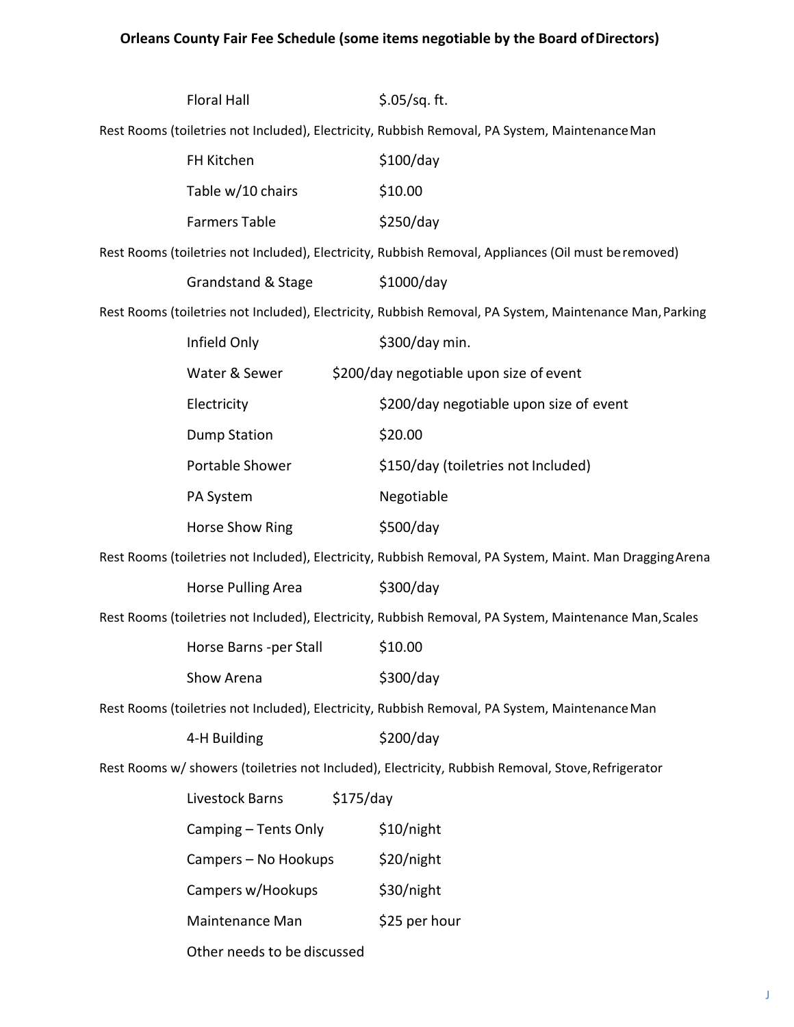**Orleans County Fair Fee Schedule (some items negotiable by the Board of Directors)**

| | |
|---|---|
| Floral Hall | $.05/sq. ft. |

Rest Rooms (toiletries not Included), Electricity, Rubbish Removal, PA System, Maintenance Man

| | |
|---|---|
| FH Kitchen | $100/day |
| Table w/10 chairs | $10.00 |
| Farmers Table | $250/day |

Rest Rooms (toiletries not Included), Electricity, Rubbish Removal, Appliances (Oil must be removed)

| | |
|---|---|
| Grandstand & Stage | $1000/day |

Rest Rooms (toiletries not Included), Electricity, Rubbish Removal, PA System, Maintenance Man, Parking

| | |
|---|---|
| Infield Only | $300/day min. |
| Water & Sewer | $200/day negotiable upon size of event |
| Electricity | $200/day negotiable upon size of event |
| Dump Station | $20.00 |
| Portable Shower | $150/day (toiletries not Included) |
| PA System | Negotiable |
| Horse Show Ring | $500/day |

Rest Rooms (toiletries not Included), Electricity, Rubbish Removal, PA System, Maint. Man Dragging Arena

| | |
|---|---|
| Horse Pulling Area | $300/day |

Rest Rooms (toiletries not Included), Electricity, Rubbish Removal, PA System, Maintenance Man, Scales

| | |
|---|---|
| Horse Barns -per Stall | $10.00 |
| Show Arena | $300/day |

Rest Rooms (toiletries not Included), Electricity, Rubbish Removal, PA System, Maintenance Man

| | |
|---|---|
| 4-H Building | $200/day |

Rest Rooms w/ showers (toiletries not Included), Electricity, Rubbish Removal, Stove, Refrigerator

| | |
|---|---|
| Livestock Barns | $175/day |
| Camping – Tents Only | $10/night |
| Campers – No Hookups | $20/night |
| Campers w/Hookups | $30/night |
| Maintenance Man | $25 per hour |

Other needs to be discussed